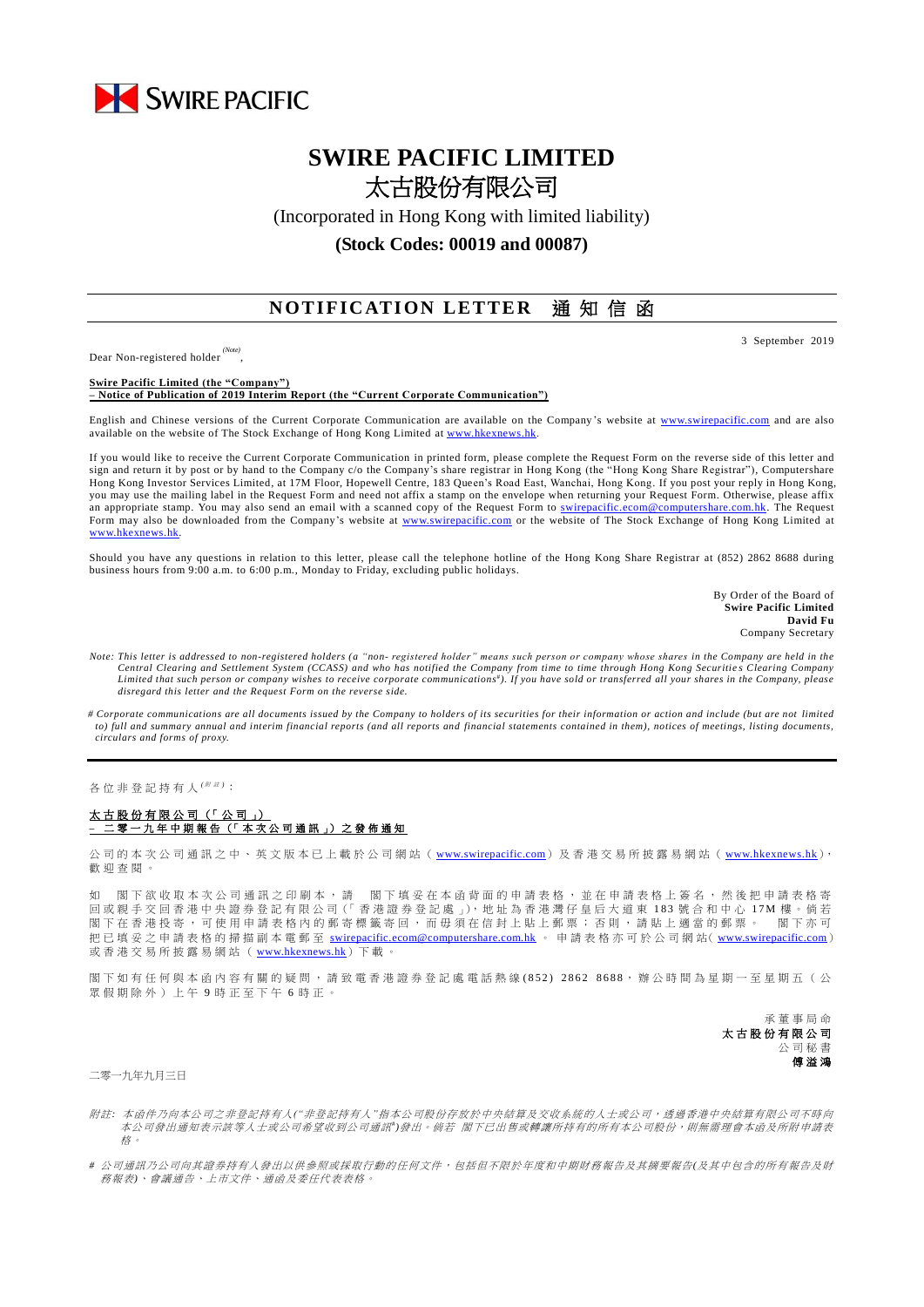SWIRE PACIFIC

# SWIRE PACIFIC LIMITED
# 太古股份有限公司

(Incorporated in Hong Kong with limited liability)

**(Stock Codes: 00019 and 00087)**

## NOTIFICATION LETTER 通知信函

3 September 2019

Dear Non-registered holder [(Note)],

**Swire Pacific Limited (the "Company")**
**– Notice of Publication of 2019 Interim Report (the "Current Corporate Communication")**

English and Chinese versions of the Current Corporate Communication are available on the Company's website at www.swirepacific.com and are also available on the website of The Stock Exchange of Hong Kong Limited at www.hkexnews.hk.

If you would like to receive the Current Corporate Communication in printed form, please complete the Request Form on the reverse side of this letter and sign and return it by post or by hand to the Company c/o the Company's share registrar in Hong Kong (the "Hong Kong Share Registrar"), Computershare Hong Kong Investor Services Limited, at 17M Floor, Hopewell Centre, 183 Queen's Road East, Wanchai, Hong Kong. If you post your reply in Hong Kong, you may use the mailing label in the Request Form and need not affix a stamp on the envelope when returning your Request Form. Otherwise, please affix an appropriate stamp. You may also send an email with a scanned copy of the Request Form to swirepacific.ecom@computershare.com.hk. The Request Form may also be downloaded from the Company's website at www.swirepacific.com or the website of The Stock Exchange of Hong Kong Limited at www.hkexnews.hk.

Should you have any questions in relation to this letter, please call the telephone hotline of the Hong Kong Share Registrar at (852) 2862 8688 during business hours from 9:00 a.m. to 6:00 p.m., Monday to Friday, excluding public holidays.

By Order of the Board of
**Swire Pacific Limited**
**David Fu**
Company Secretary

*Note: This letter is addressed to non-registered holders (a "non- registered holder" means such person or company whose shares in the Company are held in the Central Clearing and Settlement System (CCASS) and who has notified the Company from time to time through Hong Kong Securities Clearing Company Limited that such person or company wishes to receive corporate communications#). If you have sold or transferred all your shares in the Company, please disregard this letter and the Request Form on the reverse side.*

*# Corporate communications are all documents issued by the Company to holders of its securities for their information or action and include (but are not limited to) full and summary annual and interim financial reports (and all reports and financial statements contained in them), notices of meetings, listing documents, circulars and forms of proxy.*

---

各位非登記持有人[(附註)]：

**太古股份有限公司（「公司」）**
**－二零一九年中期報告（「本次公司通訊」）之發佈通知**

公司的本次公司通訊之中、英文版本已上載於公司網站（www.swirepacific.com）及香港交易所披露易網站（www.hkexnews.hk），歡迎查閱。

如閣下欲收取本次公司通訊之印刷本，請閣下填妥在本函背面的申請表格，並在申請表格上簽名，然後把申請表格寄回或親手交回香港中央證券登記有限公司（「香港證券登記處」），地址為香港灣仔皇后大道東183號合和中心17M樓。倘若閣下在香港投寄，可使用申請表格內的郵寄標籤寄回，而毋須在信封上貼上郵票；否則，請貼上適當的郵票。閣下亦可把已填妥之申請表格的掃描副本電郵至 swirepacific.ecom@computershare.com.hk 。申請表格亦可於公司網站（www.swirepacific.com）或香港交易所披露易網站（www.hkexnews.hk）下載。

閣下如有任何與本函內容有關的疑問，請致電香港證券登記處電話熱線(852) 2862 8688，辦公時間為星期一至星期五（公眾假期除外）上午9時正至下午6時正。

承董事局命
**太古股份有限公司**
公司秘書
**傅溢鴻**

二零一九年九月三日

*附註：本函件乃向本公司之非登記持有人("非登記持有人"指本公司股份存放於中央結算及交收系統的人士或公司，透過香港中央結算有限公司不時向本公司發出通知表示該等人士或公司希望收到公司通訊#)發出。倘若閣下已出售或轉讓所持有的所有本公司股份，則無需理會本函及所附申請表格。*

*# 公司通訊乃公司向其證券持有人發出以供參照或採取行動的任何文件，包括但不限於年度和中期財務報告及其摘要報告(及其中包含的所有報告及財務報表)、會議通告、上市文件、通函及委任代表表格。*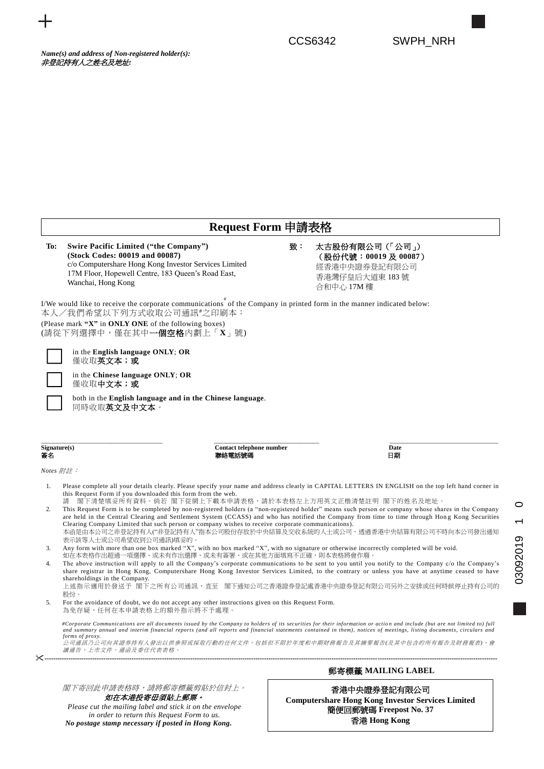CCS6342 SWPH_NRH

***Name(s) and address of Non-registered holder(s):***
***非登記持有人之姓名及地址:***

# Request Form 申請表格

**To: Swire Pacific Limited ("the Company")**
**(Stock Codes: 00019 and 00087)**
c/o Computershare Hong Kong Investor Services Limited
17M Floor, Hopewell Centre, 183 Queen's Road East,
Wanchai, Hong Kong

**致： 太古股份有限公司（「公司」）**
**（股份代號：00019 及 00087）**
經香港中央證券登記有限公司
香港灣仔皇后大道東 183 號
合和中心 17M 樓

I/We would like to receive the corporate communications# of the Company in printed form in the manner indicated below:
本人／我們希望以下列方式收取公司通訊#之印刷本：
(Please mark **"X"** in **ONLY ONE** of the following boxes)
(請從下列選擇中，僅在其中**一個空格**內劃上「**X**」號)

☐ in the **English language ONLY**; **OR**
僅收取**英文本；或**

☐ in the **Chinese language ONLY**; **OR**
僅收取**中文本；或**

☐ both in the **English language and in the Chinese language**.
同時收取**英文及中文本**。

| **Signature(s) 簽名** | **Contact telephone number 聯絡電話號碼** | **Date 日期** |
|---|---|---|
| | | |

*Notes 附註：*

1. Please complete all your details clearly. Please specify your name and address clearly in CAPITAL LETTERS IN ENGLISH on the top left hand corner in this Request Form if you downloaded this form from the web.
請 閣下清楚填妥所有資料。倘若 閣下從網上下載本申請表格，請於本表格左上方用英文正楷清楚註明 閣下的姓名及地址。
2. This Request Form is to be completed by non-registered holders (a "non-registered holder" means such person or company whose shares in the Company are held in the Central Clearing and Settlement System (CCASS) and who has notified the Company from time to time through Hong Kong Securities Clearing Company Limited that such person or company wishes to receive corporate communications).
本函是由本公司之非登記持有人("非登記持有人"指本公司股份存放於中央結算及交收系統的人士或公司，透過香港中央結算有限公司不時向本公司發出通知表示該等人士或公司希望收到公司通訊)填妥的。
3. Any form with more than one box marked "X", with no box marked "X", with no signature or otherwise incorrectly completed will be void.
如在本表格作出超過一項選擇、或未有作出選擇、或未有簽署、或在其他方面填寫不正確，則本表格將會作廢。
4. The above instruction will apply to all the Company's corporate communications to be sent to you until you notify to the Company c/o the Company's share registrar in Hong Kong, Computershare Hong Kong Investor Services Limited, to the contrary or unless you have at anytime ceased to have shareholdings in the Company.
上述指示適用於發送予 閣下之所有公司通訊，直至 閣下通知公司之香港證券登記處香港中央證券登記有限公司另外之安排或任何時候停止持有公司的股份。
5. For the avoidance of doubt, we do not accept any other instructions given on this Request Form.
為免存疑，任何在本申請表格上的額外指示將不予處理。

*#Corporate Communications are all documents issued by the Company to holders of its securities for their information or action and include (but are not limited to) full and summary annual and interim financial reports (and all reports and financial statements contained in them), notices of meetings, listing documents, circulars and forms of proxy.*
*公司通訊乃公司向其證券持有人發出以供參照或採取行動的任何文件，包括但不限於年度和中期財務報告及其摘要報告(及其中包含的所有報告及財務報表)、會議通告、上市文件、通函及委任代表表格。*

---

**郵寄標籤 MAILING LABEL**

*閣下寄回此申請表格時，請將郵寄標籤剪貼於信封上。*
***如在本港投寄毋須貼上郵票。***
*Please cut the mailing label and stick it on the envelope in order to return this Request Form to us.*
***No postage stamp necessary if posted in Hong Kong.***

**香港中央證券登記有限公司**
**Computershare Hong Kong Investor Services Limited**
**簡便回郵號碼 Freepost No. 37**
**香港 Hong Kong**

03092019 1 0